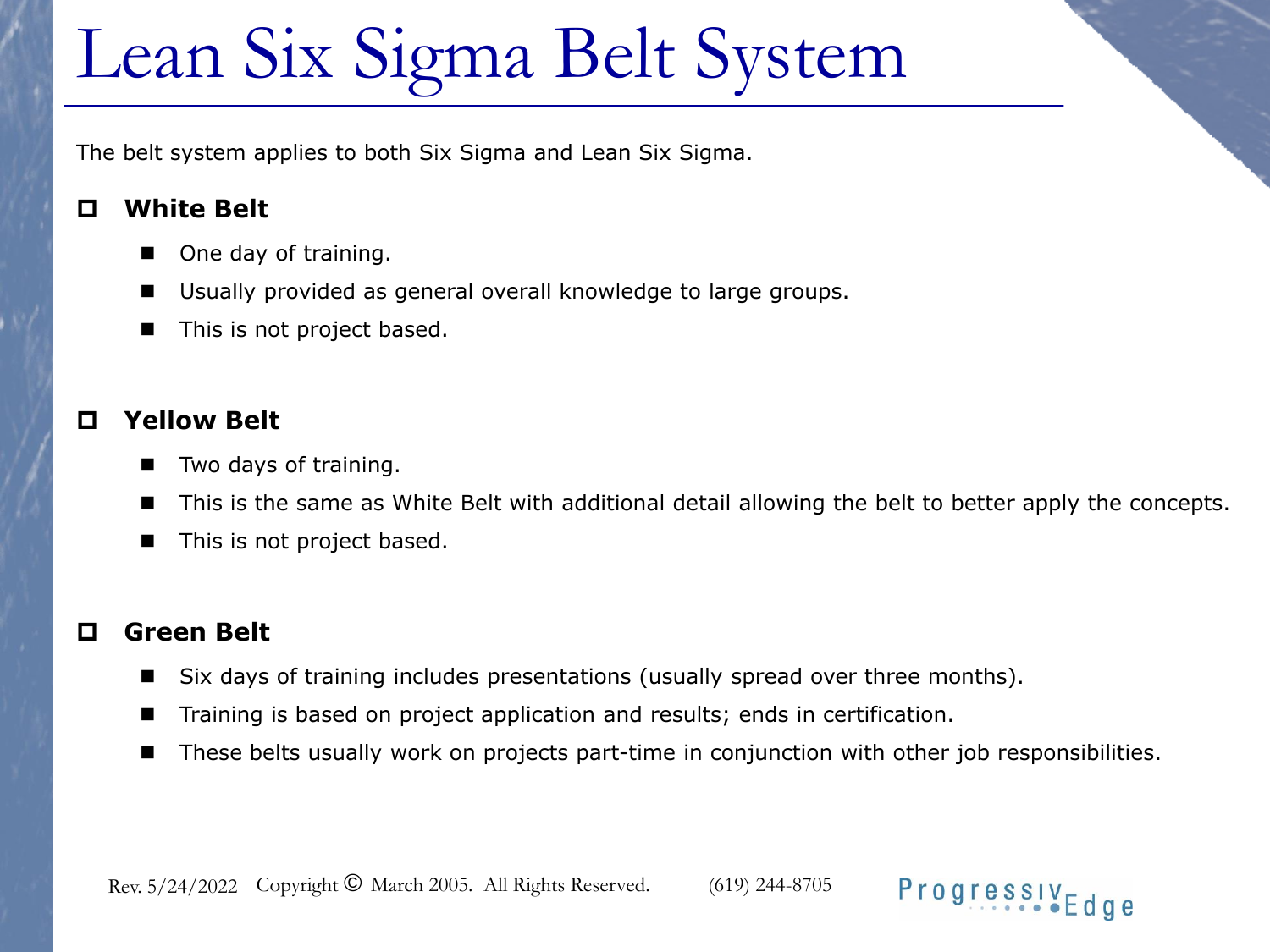# Lean Six Sigma Belt System

The belt system applies to both Six Sigma and Lean Six Sigma.

## White Belt

- One day of training.
- Usually provided as general overall knowledge to large groups.
- This is not project based.

## Yellow Belt

- Two days of training.
- This is the same as White Belt with additional detail allowing the belt to better apply the concepts.
- This is not project based.

## Green Belt

- Six days of training includes presentations (usually spread over three months).
- Training is based on project application and results; ends in certification.
- These belts usually work on projects part-time in conjunction with other job responsibilities.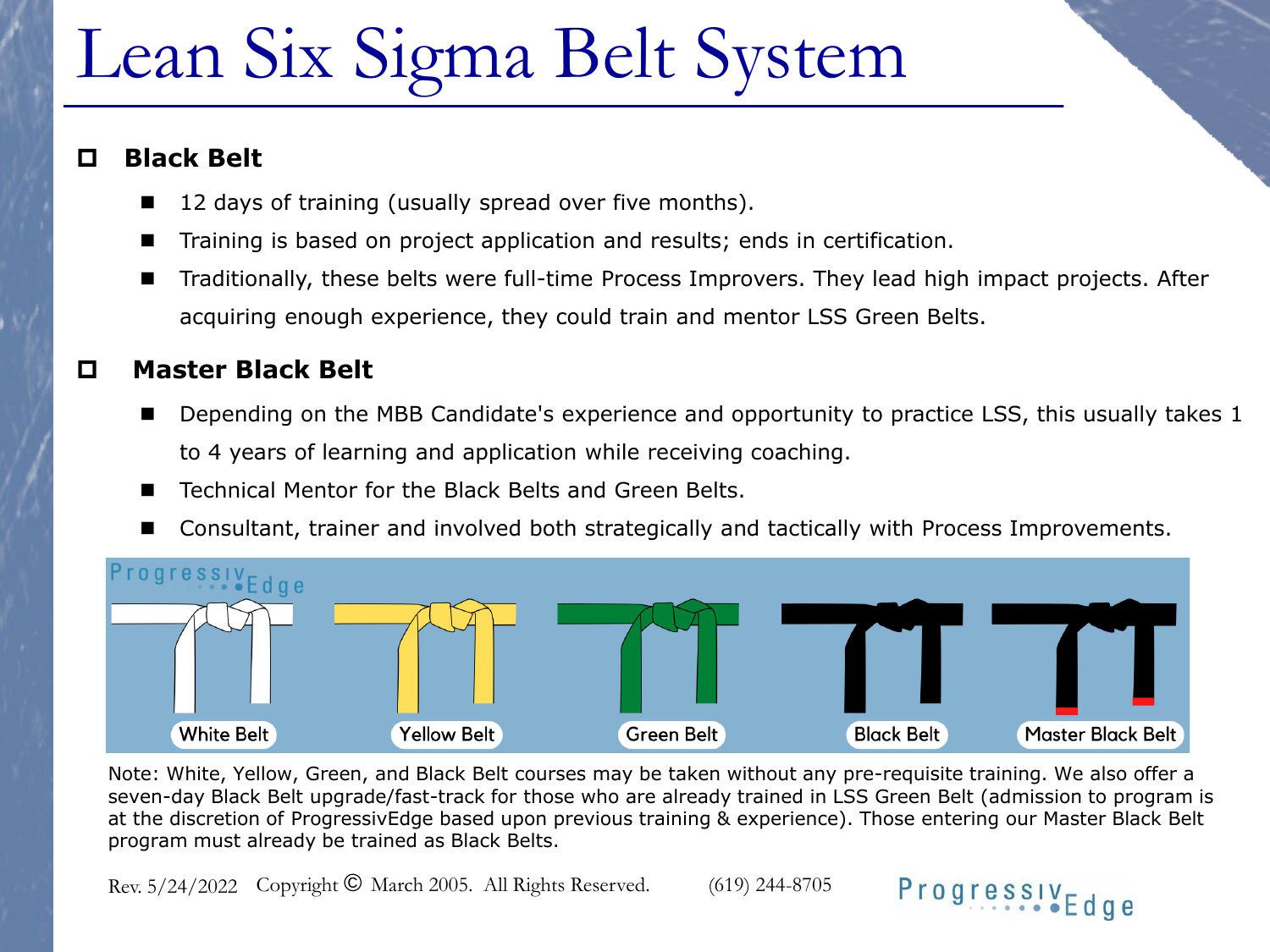# Lean Six Sigma Belt System

- **Black Belt**
  - 12 days of training (usually spread over five months).
  - Training is based on project application and results; ends in certification.
  - Traditionally, these belts were full-time Process Improvers. They lead high impact projects. After acquiring enough experience, they could train and mentor LSS Green Belts.
- **Master Black Belt**
  - Depending on the MBB Candidate's experience and opportunity to practice LSS, this usually takes 1 to 4 years of learning and application while receiving coaching.
  - Technical Mentor for the Black Belts and Green Belts.
  - Consultant, trainer and involved both strategically and tactically with Process Improvements.

ProgressivEdge

White Belt
Yellow Belt
Green Belt
Black Belt
Master Black Belt

Note: White, Yellow, Green, and Black Belt courses may be taken without any pre-requisite training. We also offer a seven-day Black Belt upgrade/fast-track for those who are already trained in LSS Green Belt (admission to program is at the discretion of ProgressivEdge based upon previous training & experience). Those entering our Master Black Belt program must already be trained as Black Belts.

Rev. 5/24/2022 Copyright © March 2005. All Rights Reserved. (619) 244-8705

ProgressivEdge